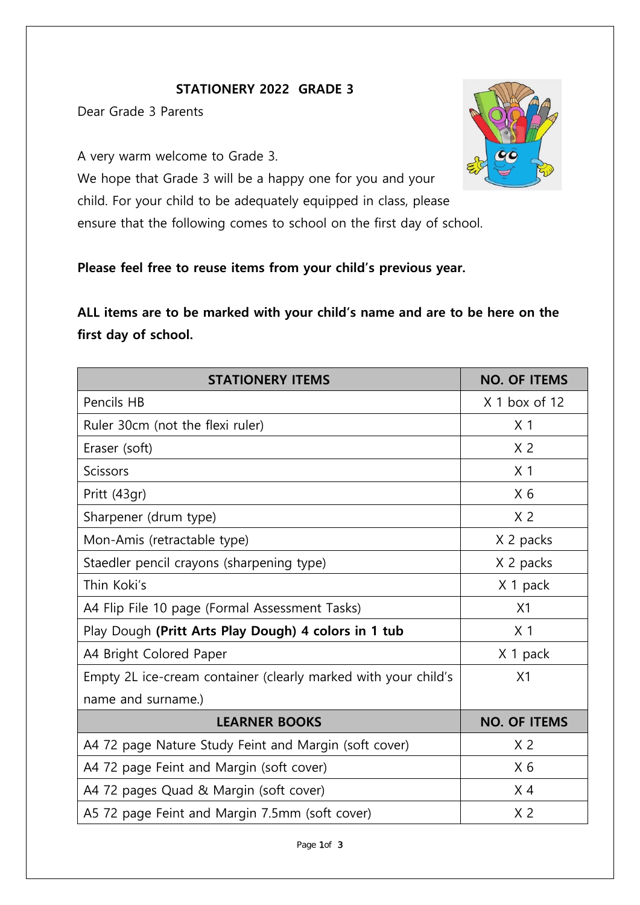**STATIONERY 2022 GRADE 3**

Dear Grade 3 Parents

A very warm welcome to Grade 3.
We hope that Grade 3 will be a happy one for you and your child. For your child to be adequately equipped in class, please ensure that the following comes to school on the first day of school.

**Please feel free to reuse items from your child's previous year.**

**ALL items are to be marked with your child's name and are to be here on the first day of school.**

| STATIONERY ITEMS | NO. OF ITEMS |
|---|---|
| Pencils HB | X 1 box of 12 |
| Ruler 30cm (not the flexi ruler) | X 1 |
| Eraser (soft) | X 2 |
| Scissors | X 1 |
| Pritt (43gr) | X 6 |
| Sharpener (drum type) | X 2 |
| Mon-Amis (retractable type) | X 2 packs |
| Staedler pencil crayons (sharpening type) | X 2 packs |
| Thin Koki's | X 1 pack |
| A4 Flip File 10 page (Formal Assessment Tasks) | X1 |
| Play Dough **(Pritt Arts Play Dough) 4 colors in 1 tub** | X 1 |
| A4 Bright Colored Paper | X 1 pack |
| Empty 2L ice-cream container (clearly marked with your child's name and surname.) | X1 |
| **LEARNER BOOKS** | **NO. OF ITEMS** |
| A4 72 page Nature Study Feint and Margin (soft cover) | X 2 |
| A4 72 page Feint and Margin (soft cover) | X 6 |
| A4 72 pages Quad & Margin (soft cover) | X 4 |
| A5 72 page Feint and Margin 7.5mm (soft cover) | X 2 |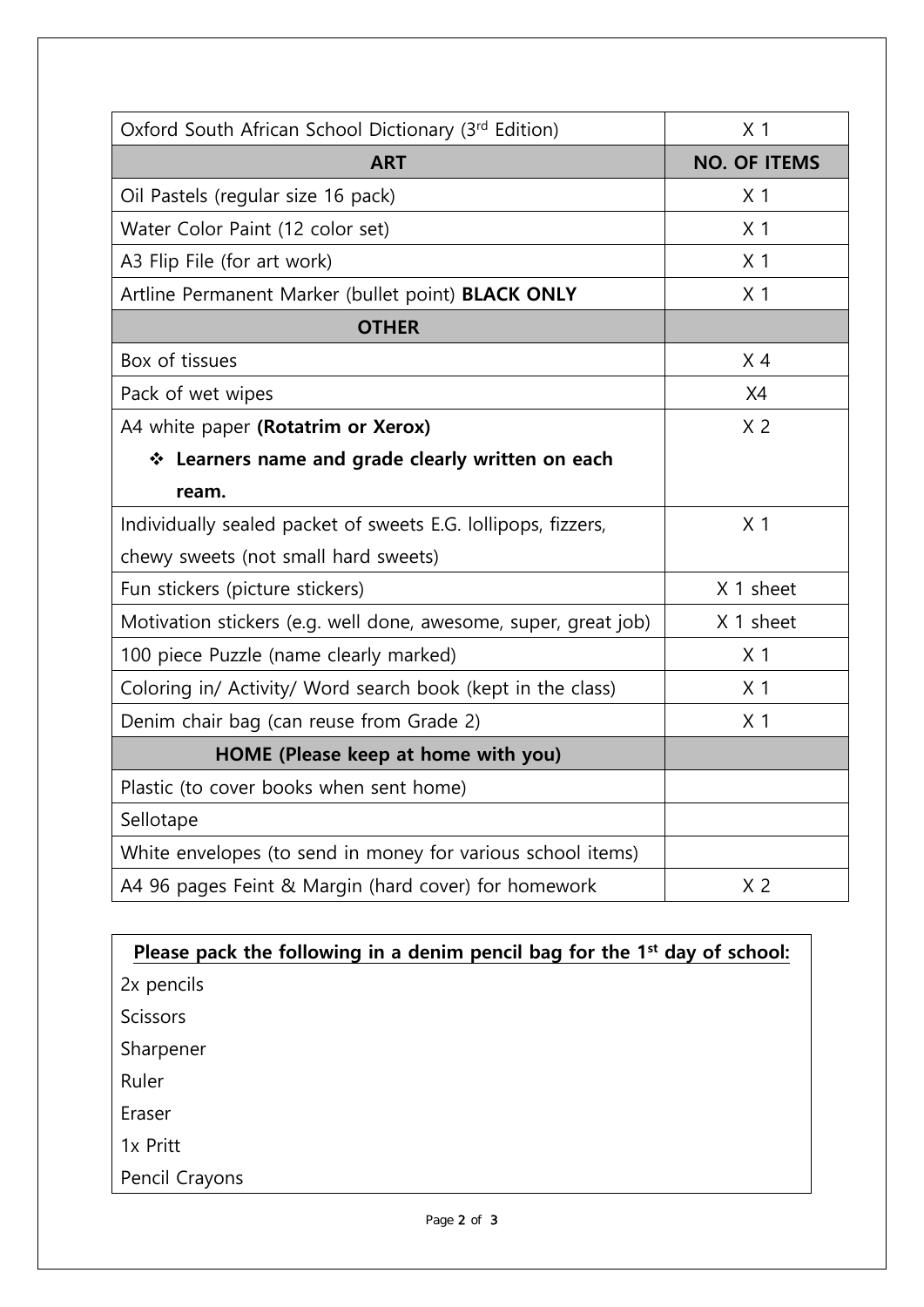| Oxford South African School Dictionary (3rd Edition) | X 1 |
|---|---|
| **ART** | **NO. OF ITEMS** |
| Oil Pastels (regular size 16 pack) | X 1 |
| Water Color Paint (12 color set) | X 1 |
| A3 Flip File (for art work) | X 1 |
| Artline Permanent Marker (bullet point) **BLACK ONLY** | X 1 |
| **OTHER** | |
| Box of tissues | X 4 |
| Pack of wet wipes | X4 |
| A4 white paper **(Rotatrim or Xerox)** ❖ **Learners name and grade clearly written on each ream.** | X 2 |
| Individually sealed packet of sweets E.G. lollipops, fizzers, chewy sweets (not small hard sweets) | X 1 |
| Fun stickers (picture stickers) | X 1 sheet |
| Motivation stickers (e.g. well done, awesome, super, great job) | X 1 sheet |
| 100 piece Puzzle (name clearly marked) | X 1 |
| Coloring in/ Activity/ Word search book (kept in the class) | X 1 |
| Denim chair bag (can reuse from Grade 2) | X 1 |
| **HOME (Please keep at home with you)** | |
| Plastic (to cover books when sent home) | |
| Sellotape | |
| White envelopes (to send in money for various school items) | |
| A4 96 pages Feint & Margin (hard cover) for homework | X 2 |

**Please pack the following in a denim pencil bag for the 1st day of school:**

2x pencils

Scissors

Sharpener

Ruler

Eraser

1x Pritt

Pencil Crayons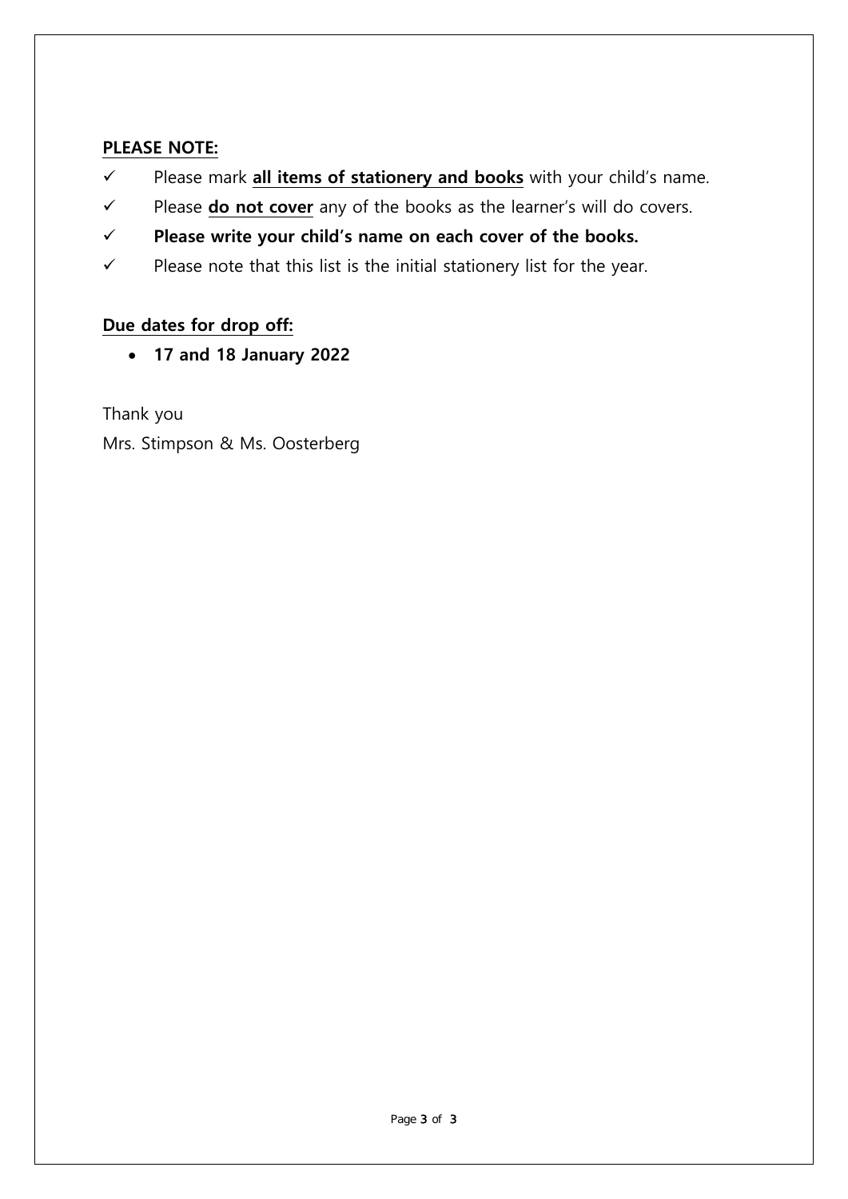**PLEASE NOTE:**

- ✓ Please mark **all items of stationery and books** with your child's name.
- ✓ Please **do not cover** any of the books as the learner's will do covers.
- ✓ **Please write your child's name on each cover of the books.**
- ✓ Please note that this list is the initial stationery list for the year.

**Due dates for drop off:**

- **17 and 18 January 2022**

Thank you

Mrs. Stimpson & Ms. Oosterberg